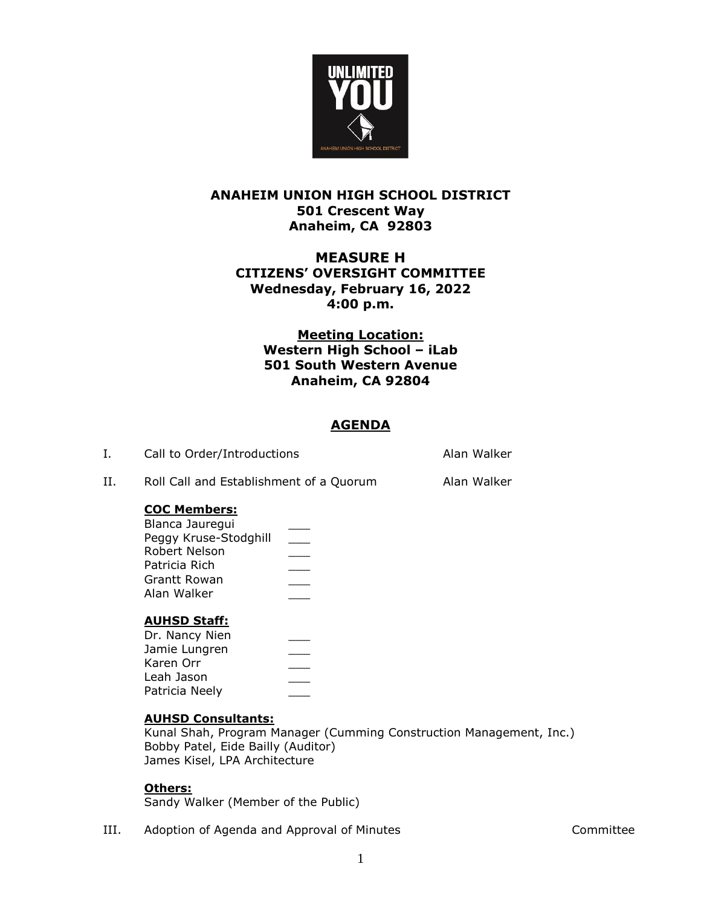**ANAHEIM UNION HIGH SCHOOL DISTRICT**
**501 Crescent Way**
**Anaheim, CA 92803**

# MEASURE H
## CITIZENS' OVERSIGHT COMMITTEE
**Wednesday, February 16, 2022**
**4:00 p.m.**

**Meeting Location:**
**Western High School – iLab**
**501 South Western Avenue**
**Anaheim, CA 92804**

## AGENDA

I. Call to Order/Introductions — Alan Walker

II. Roll Call and Establishment of a Quorum — Alan Walker

**COC Members:**
- Blanca Jauregui \_\_\_
- Peggy Kruse-Stodghill \_\_\_
- Robert Nelson \_\_\_
- Patricia Rich \_\_\_
- Grantt Rowan \_\_\_
- Alan Walker \_\_\_

**AUHSD Staff:**
- Dr. Nancy Nien \_\_\_
- Jamie Lungren \_\_\_
- Karen Orr \_\_\_
- Leah Jason \_\_\_
- Patricia Neely \_\_\_

**AUHSD Consultants:**
Kunal Shah, Program Manager (Cumming Construction Management, Inc.)
Bobby Patel, Eide Bailly (Auditor)
James Kisel, LPA Architecture

**Others:**
Sandy Walker (Member of the Public)

III. Adoption of Agenda and Approval of Minutes — Committee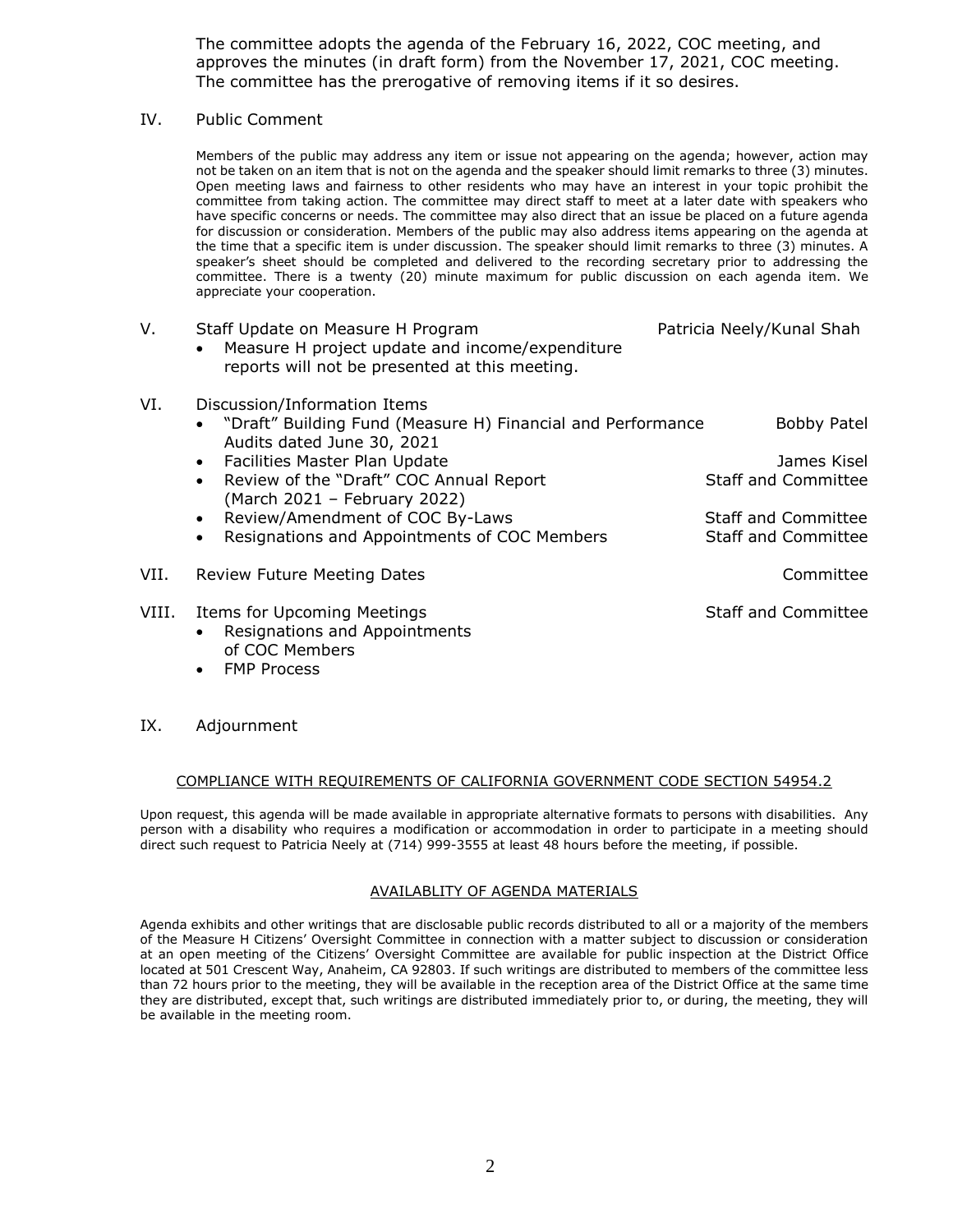The committee adopts the agenda of the February 16, 2022, COC meeting, and approves the minutes (in draft form) from the November 17, 2021, COC meeting. The committee has the prerogative of removing items if it so desires.

IV. Public Comment

Members of the public may address any item or issue not appearing on the agenda; however, action may not be taken on an item that is not on the agenda and the speaker should limit remarks to three (3) minutes. Open meeting laws and fairness to other residents who may have an interest in your topic prohibit the committee from taking action. The committee may direct staff to meet at a later date with speakers who have specific concerns or needs. The committee may also direct that an issue be placed on a future agenda for discussion or consideration. Members of the public may also address items appearing on the agenda at the time that a specific item is under discussion. The speaker should limit remarks to three (3) minutes. A speaker's sheet should be completed and delivered to the recording secretary prior to addressing the committee. There is a twenty (20) minute maximum for public discussion on each agenda item. We appreciate your cooperation.

V. Staff Update on Measure H Program — Patricia Neely/Kunal Shah

- Measure H project update and income/expenditure reports will not be presented at this meeting.

VI. Discussion/Information Items

- "Draft" Building Fund (Measure H) Financial and Performance Audits dated June 30, 2021 — Bobby Patel
- Facilities Master Plan Update — James Kisel
- Review of the "Draft" COC Annual Report (March 2021 – February 2022) — Staff and Committee
- Review/Amendment of COC By-Laws — Staff and Committee
- Resignations and Appointments of COC Members — Staff and Committee

VII. Review Future Meeting Dates — Committee

VIII. Items for Upcoming Meetings — Staff and Committee

- Resignations and Appointments of COC Members
- FMP Process

IX. Adjournment

## COMPLIANCE WITH REQUIREMENTS OF CALIFORNIA GOVERNMENT CODE SECTION 54954.2

Upon request, this agenda will be made available in appropriate alternative formats to persons with disabilities. Any person with a disability who requires a modification or accommodation in order to participate in a meeting should direct such request to Patricia Neely at (714) 999-3555 at least 48 hours before the meeting, if possible.

## AVAILABLITY OF AGENDA MATERIALS

Agenda exhibits and other writings that are disclosable public records distributed to all or a majority of the members of the Measure H Citizens' Oversight Committee in connection with a matter subject to discussion or consideration at an open meeting of the Citizens' Oversight Committee are available for public inspection at the District Office located at 501 Crescent Way, Anaheim, CA 92803. If such writings are distributed to members of the committee less than 72 hours prior to the meeting, they will be available in the reception area of the District Office at the same time they are distributed, except that, such writings are distributed immediately prior to, or during, the meeting, they will be available in the meeting room.